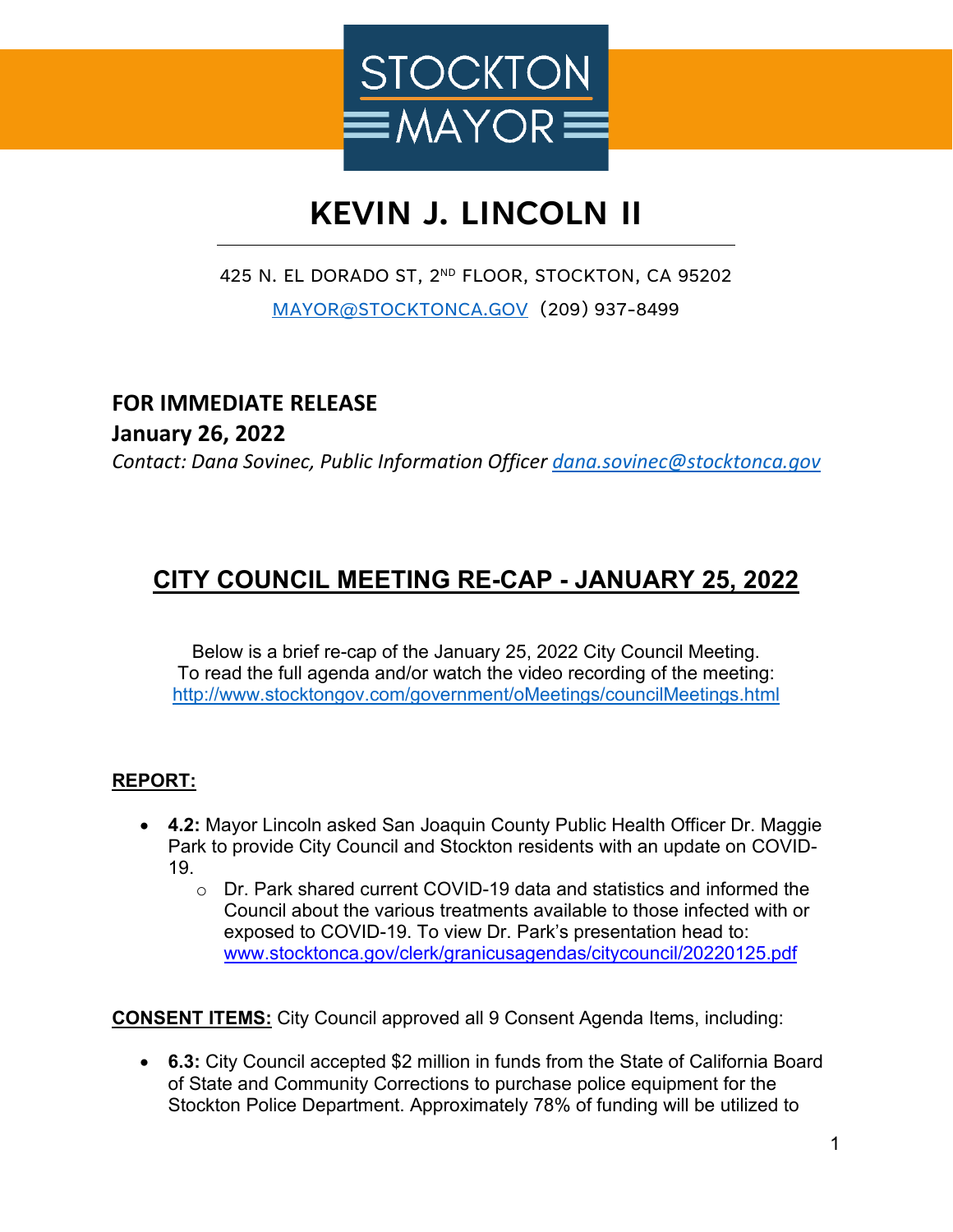STOCKTON MAYOR

# KEVIN J. LINCOLN II

425 N. EL DORADO ST, 2ND FLOOR, STOCKTON, CA 95202

MAYOR@STOCKTONCA.GOV (209) 937-8499

**FOR IMMEDIATE RELEASE**
**January 26, 2022**
*Contact: Dana Sovinec, Public Information Officer dana.sovinec@stocktonca.gov*

## CITY COUNCIL MEETING RE-CAP - JANUARY 25, 2022

Below is a brief re-cap of the January 25, 2022 City Council Meeting.
To read the full agenda and/or watch the video recording of the meeting:
http://www.stocktongov.com/government/oMeetings/councilMeetings.html

**REPORT:**

- **4.2:** Mayor Lincoln asked San Joaquin County Public Health Officer Dr. Maggie Park to provide City Council and Stockton residents with an update on COVID-19.
  - Dr. Park shared current COVID-19 data and statistics and informed the Council about the various treatments available to those infected with or exposed to COVID-19. To view Dr. Park's presentation head to: www.stocktonca.gov/clerk/granicusagendas/citycouncil/20220125.pdf

**CONSENT ITEMS:** City Council approved all 9 Consent Agenda Items, including:

- **6.3:** City Council accepted $2 million in funds from the State of California Board of State and Community Corrections to purchase police equipment for the Stockton Police Department. Approximately 78% of funding will be utilized to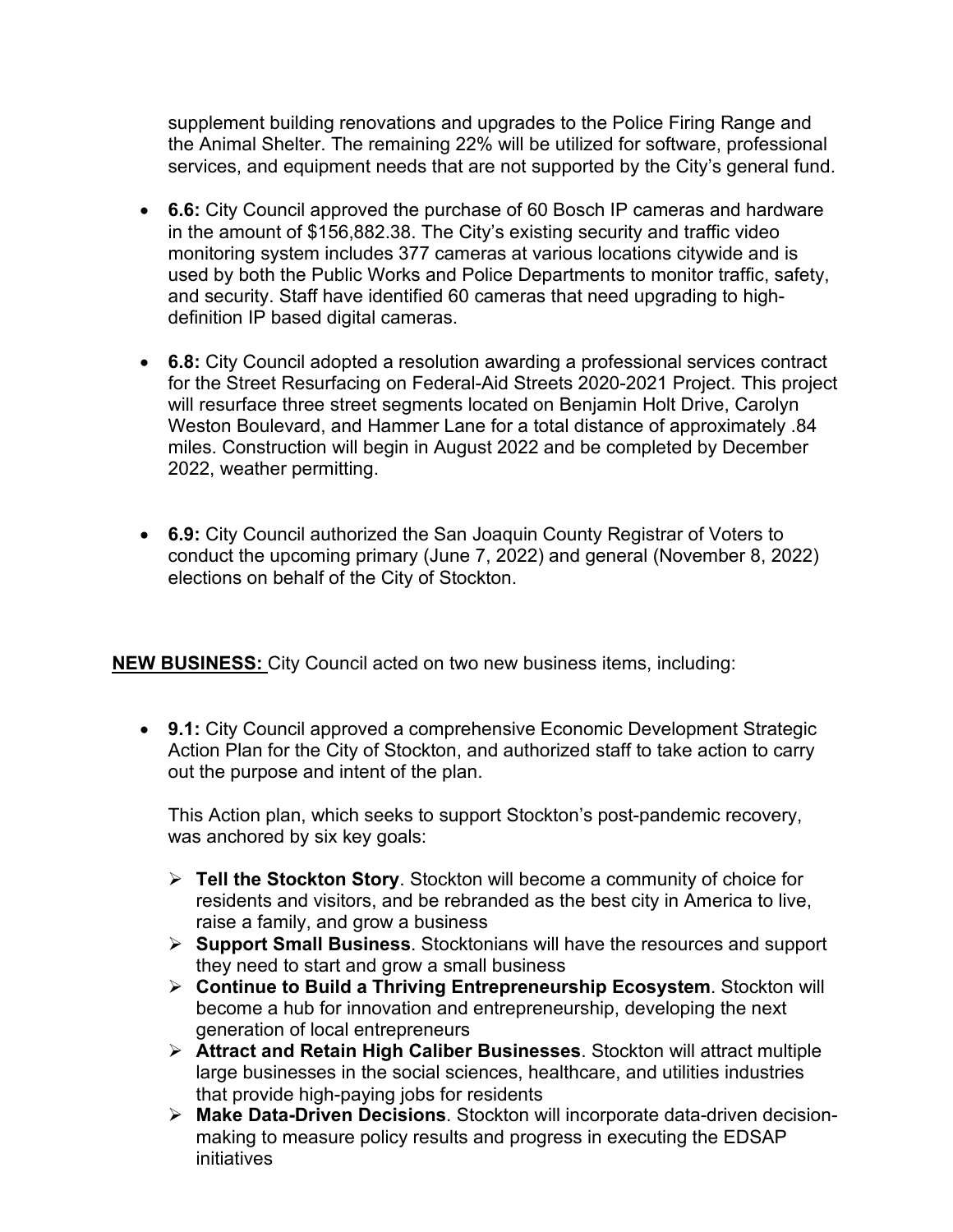supplement building renovations and upgrades to the Police Firing Range and the Animal Shelter. The remaining 22% will be utilized for software, professional services, and equipment needs that are not supported by the City's general fund.

- **6.6:** City Council approved the purchase of 60 Bosch IP cameras and hardware in the amount of $156,882.38. The City's existing security and traffic video monitoring system includes 377 cameras at various locations citywide and is used by both the Public Works and Police Departments to monitor traffic, safety, and security. Staff have identified 60 cameras that need upgrading to high-definition IP based digital cameras.

- **6.8:** City Council adopted a resolution awarding a professional services contract for the Street Resurfacing on Federal-Aid Streets 2020-2021 Project. This project will resurface three street segments located on Benjamin Holt Drive, Carolyn Weston Boulevard, and Hammer Lane for a total distance of approximately .84 miles. Construction will begin in August 2022 and be completed by December 2022, weather permitting.

- **6.9:** City Council authorized the San Joaquin County Registrar of Voters to conduct the upcoming primary (June 7, 2022) and general (November 8, 2022) elections on behalf of the City of Stockton.

**NEW BUSINESS:** City Council acted on two new business items, including:

- **9.1:** City Council approved a comprehensive Economic Development Strategic Action Plan for the City of Stockton, and authorized staff to take action to carry out the purpose and intent of the plan.

  This Action plan, which seeks to support Stockton's post-pandemic recovery, was anchored by six key goals:

  - **Tell the Stockton Story**. Stockton will become a community of choice for residents and visitors, and be rebranded as the best city in America to live, raise a family, and grow a business
  - **Support Small Business**. Stocktonians will have the resources and support they need to start and grow a small business
  - **Continue to Build a Thriving Entrepreneurship Ecosystem**. Stockton will become a hub for innovation and entrepreneurship, developing the next generation of local entrepreneurs
  - **Attract and Retain High Caliber Businesses**. Stockton will attract multiple large businesses in the social sciences, healthcare, and utilities industries that provide high-paying jobs for residents
  - **Make Data-Driven Decisions**. Stockton will incorporate data-driven decision-making to measure policy results and progress in executing the EDSAP initiatives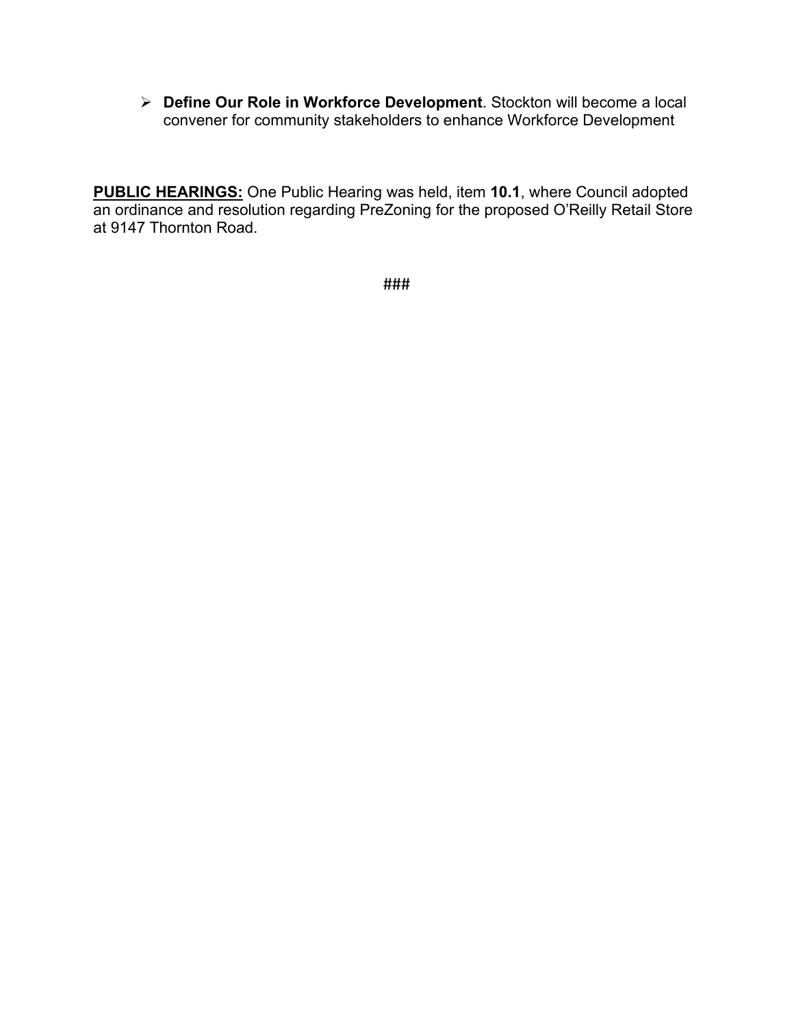- **Define Our Role in Workforce Development**. Stockton will become a local convener for community stakeholders to enhance Workforce Development

**PUBLIC HEARINGS:** One Public Hearing was held, item **10.1**, where Council adopted an ordinance and resolution regarding PreZoning for the proposed O'Reilly Retail Store at 9147 Thornton Road.

###